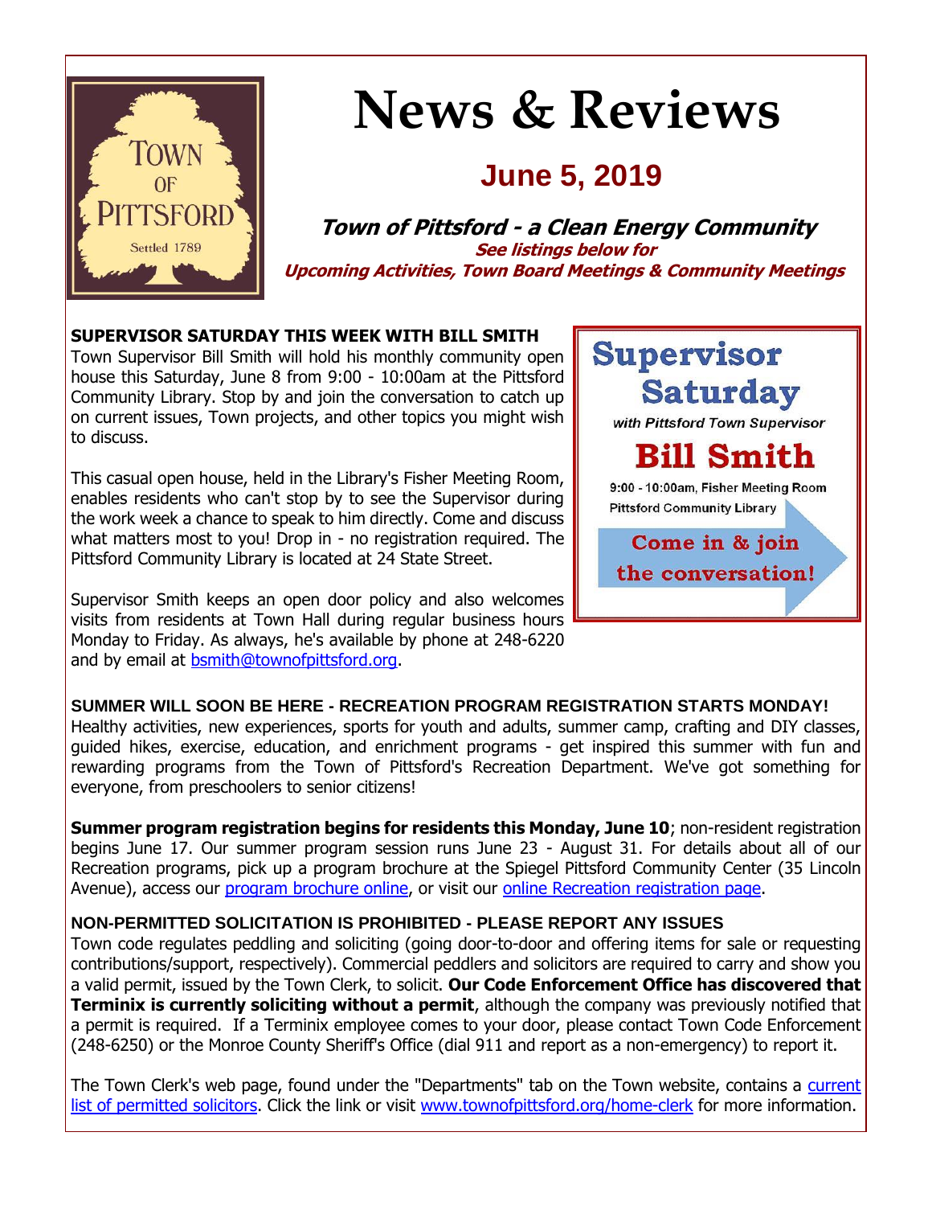# News & Reviews

## June 5, 2019

**Town of Pittsford - a Clean Energy Community**

**See listings below for**
**Upcoming Activities, Town Board Meetings & Community Meetings**

### SUPERVISOR SATURDAY THIS WEEK WITH BILL SMITH

Town Supervisor Bill Smith will hold his monthly community open house this Saturday, June 8 from 9:00 - 10:00am at the Pittsford Community Library. Stop by and join the conversation to catch up on current issues, Town projects, and other topics you might wish to discuss.

This casual open house, held in the Library's Fisher Meeting Room, enables residents who can't stop by to see the Supervisor during the work week a chance to speak to him directly. Come and discuss what matters most to you! Drop in - no registration required. The Pittsford Community Library is located at 24 State Street.

Supervisor Smith keeps an open door policy and also welcomes visits from residents at Town Hall during regular business hours Monday to Friday. As always, he's available by phone at 248-6220 and by email at bsmith@townofpittsford.org.

**Supervisor Saturday**
*with Pittsford Town Supervisor*
**Bill Smith**
9:00 - 10:00am, Fisher Meeting Room
Pittsford Community Library
**Come in & join the conversation!**

### SUMMER WILL SOON BE HERE - RECREATION PROGRAM REGISTRATION STARTS MONDAY!

Healthy activities, new experiences, sports for youth and adults, summer camp, crafting and DIY classes, guided hikes, exercise, education, and enrichment programs - get inspired this summer with fun and rewarding programs from the Town of Pittsford's Recreation Department. We've got something for everyone, from preschoolers to senior citizens!

**Summer program registration begins for residents this Monday, June 10**; non-resident registration begins June 17. Our summer program session runs June 23 - August 31. For details about all of our Recreation programs, pick up a program brochure at the Spiegel Pittsford Community Center (35 Lincoln Avenue), access our program brochure online, or visit our online Recreation registration page.

### NON-PERMITTED SOLICITATION IS PROHIBITED - PLEASE REPORT ANY ISSUES

Town code regulates peddling and soliciting (going door-to-door and offering items for sale or requesting contributions/support, respectively). Commercial peddlers and solicitors are required to carry and show you a valid permit, issued by the Town Clerk, to solicit. **Our Code Enforcement Office has discovered that Terminix is currently soliciting without a permit**, although the company was previously notified that a permit is required. If a Terminix employee comes to your door, please contact Town Code Enforcement (248-6250) or the Monroe County Sheriff's Office (dial 911 and report as a non-emergency) to report it.

The Town Clerk's web page, found under the "Departments" tab on the Town website, contains a current list of permitted solicitors. Click the link or visit www.townofpittsford.org/home-clerk for more information.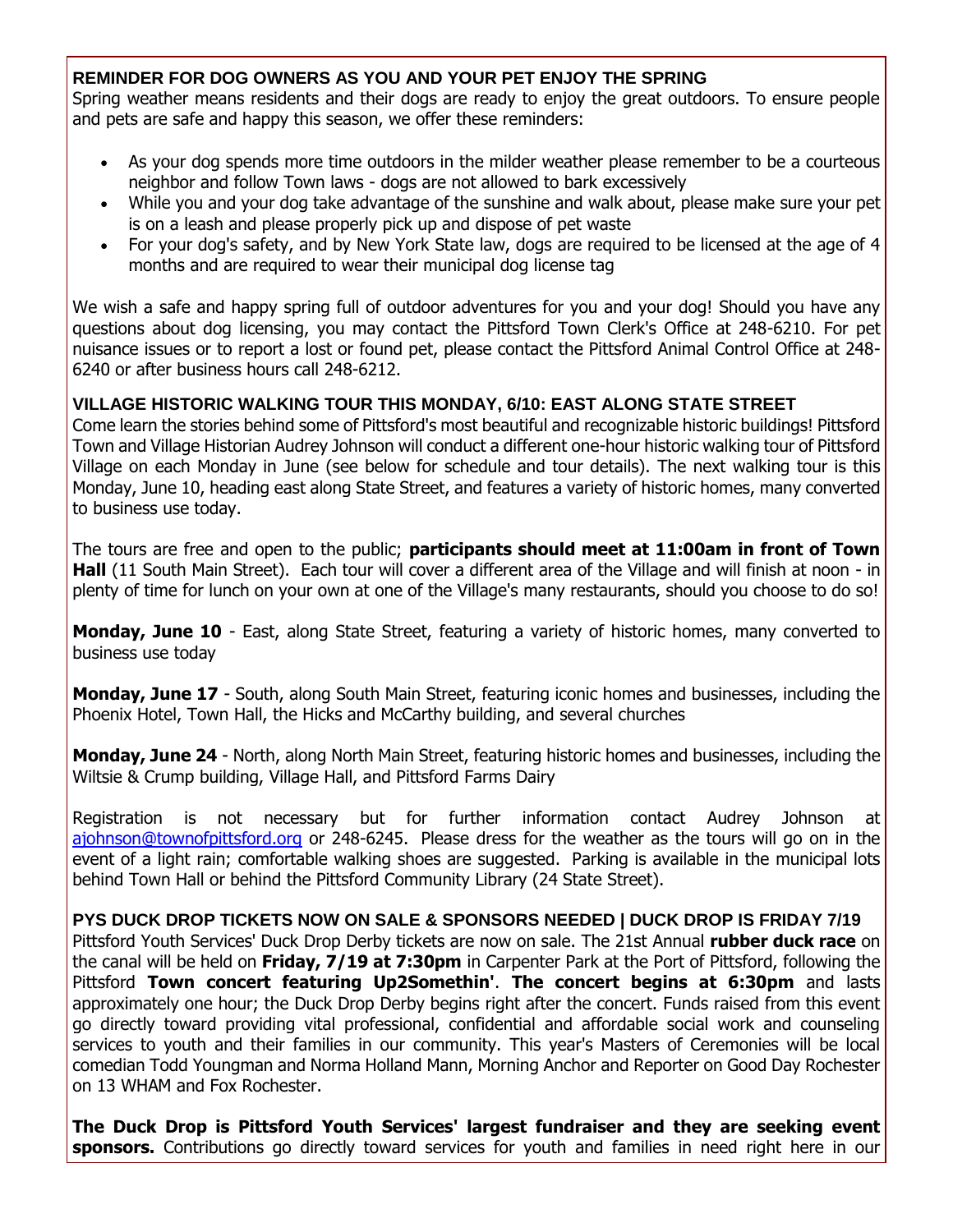### REMINDER FOR DOG OWNERS AS YOU AND YOUR PET ENJOY THE SPRING

Spring weather means residents and their dogs are ready to enjoy the great outdoors. To ensure people and pets are safe and happy this season, we offer these reminders:

- As your dog spends more time outdoors in the milder weather please remember to be a courteous neighbor and follow Town laws - dogs are not allowed to bark excessively
- While you and your dog take advantage of the sunshine and walk about, please make sure your pet is on a leash and please properly pick up and dispose of pet waste
- For your dog's safety, and by New York State law, dogs are required to be licensed at the age of 4 months and are required to wear their municipal dog license tag

We wish a safe and happy spring full of outdoor adventures for you and your dog! Should you have any questions about dog licensing, you may contact the Pittsford Town Clerk's Office at 248-6210. For pet nuisance issues or to report a lost or found pet, please contact the Pittsford Animal Control Office at 248-6240 or after business hours call 248-6212.

### VILLAGE HISTORIC WALKING TOUR THIS MONDAY, 6/10: EAST ALONG STATE STREET

Come learn the stories behind some of Pittsford's most beautiful and recognizable historic buildings! Pittsford Town and Village Historian Audrey Johnson will conduct a different one-hour historic walking tour of Pittsford Village on each Monday in June (see below for schedule and tour details). The next walking tour is this Monday, June 10, heading east along State Street, and features a variety of historic homes, many converted to business use today.

The tours are free and open to the public; **participants should meet at 11:00am in front of Town Hall** (11 South Main Street). Each tour will cover a different area of the Village and will finish at noon - in plenty of time for lunch on your own at one of the Village's many restaurants, should you choose to do so!

**Monday, June 10** - East, along State Street, featuring a variety of historic homes, many converted to business use today

**Monday, June 17** - South, along South Main Street, featuring iconic homes and businesses, including the Phoenix Hotel, Town Hall, the Hicks and McCarthy building, and several churches

**Monday, June 24** - North, along North Main Street, featuring historic homes and businesses, including the Wiltsie & Crump building, Village Hall, and Pittsford Farms Dairy

Registration is not necessary but for further information contact Audrey Johnson at ajohnson@townofpittsford.org or 248-6245. Please dress for the weather as the tours will go on in the event of a light rain; comfortable walking shoes are suggested. Parking is available in the municipal lots behind Town Hall or behind the Pittsford Community Library (24 State Street).

### PYS DUCK DROP TICKETS NOW ON SALE & SPONSORS NEEDED | DUCK DROP IS FRIDAY 7/19

Pittsford Youth Services' Duck Drop Derby tickets are now on sale. The 21st Annual **rubber duck race** on the canal will be held on **Friday, 7/19 at 7:30pm** in Carpenter Park at the Port of Pittsford, following the Pittsford **Town concert featuring Up2Somethin'**. **The concert begins at 6:30pm** and lasts approximately one hour; the Duck Drop Derby begins right after the concert. Funds raised from this event go directly toward providing vital professional, confidential and affordable social work and counseling services to youth and their families in our community. This year's Masters of Ceremonies will be local comedian Todd Youngman and Norma Holland Mann, Morning Anchor and Reporter on Good Day Rochester on 13 WHAM and Fox Rochester.

**The Duck Drop is Pittsford Youth Services' largest fundraiser and they are seeking event sponsors.** Contributions go directly toward services for youth and families in need right here in our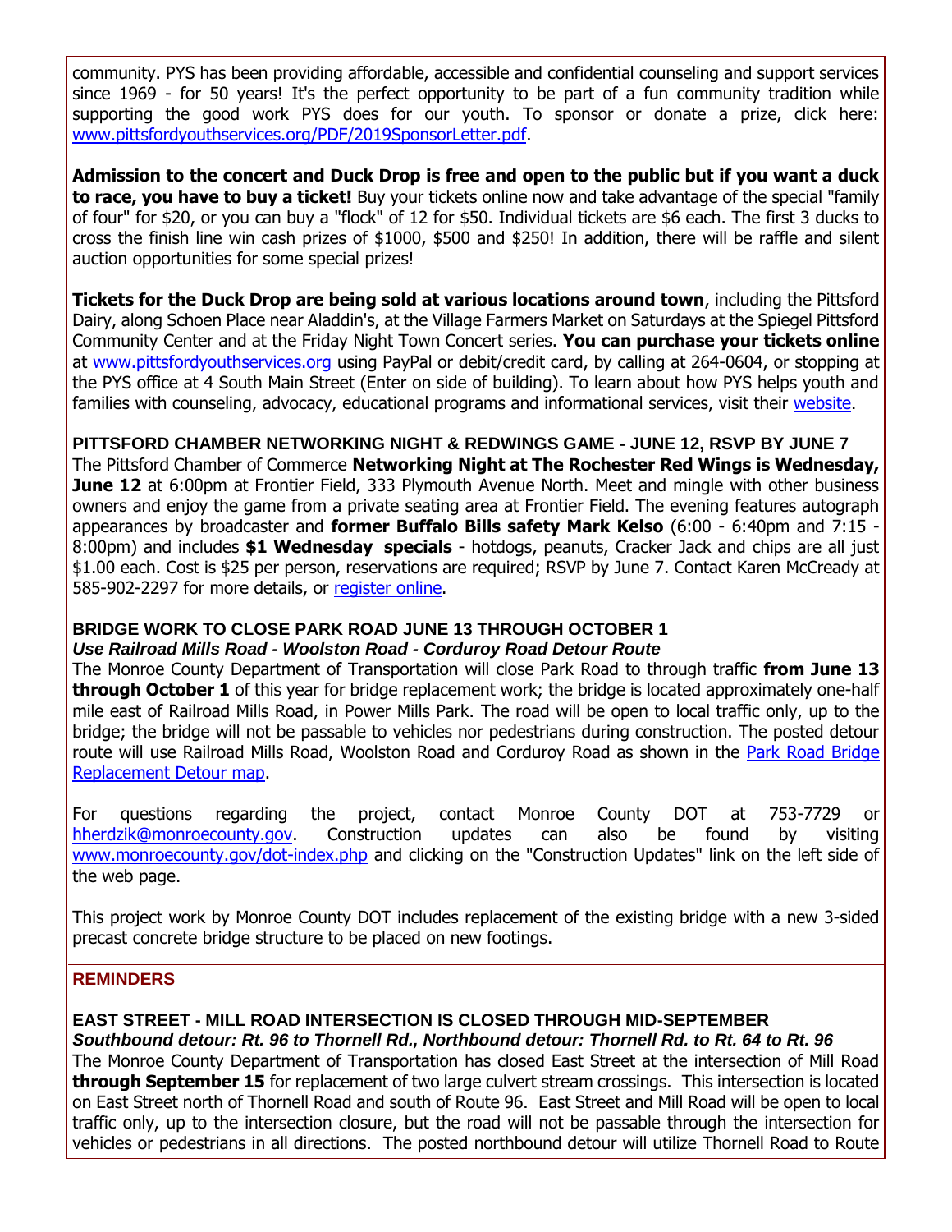community. PYS has been providing affordable, accessible and confidential counseling and support services since 1969 - for 50 years! It's the perfect opportunity to be part of a fun community tradition while supporting the good work PYS does for our youth. To sponsor or donate a prize, click here: [www.pittsfordyouthservices.org/PDF/2019SponsorLetter.pdf](www.pittsfordyouthservices.org/PDF/2019SponsorLetter.pdf).

**Admission to the concert and Duck Drop is free and open to the public but if you want a duck to race, you have to buy a ticket!** Buy your tickets online now and take advantage of the special "family of four" for $20, or you can buy a "flock" of 12 for $50. Individual tickets are $6 each. The first 3 ducks to cross the finish line win cash prizes of $1000, $500 and $250! In addition, there will be raffle and silent auction opportunities for some special prizes!

**Tickets for the Duck Drop are being sold at various locations around town**, including the Pittsford Dairy, along Schoen Place near Aladdin's, at the Village Farmers Market on Saturdays at the Spiegel Pittsford Community Center and at the Friday Night Town Concert series. **You can purchase your tickets online** at [www.pittsfordyouthservices.org](www.pittsfordyouthservices.org) using PayPal or debit/credit card, by calling at 264-0604, or stopping at the PYS office at 4 South Main Street (Enter on side of building). To learn about how PYS helps youth and families with counseling, advocacy, educational programs and informational services, visit their website.

### PITTSFORD CHAMBER NETWORKING NIGHT & REDWINGS GAME - JUNE 12, RSVP BY JUNE 7

The Pittsford Chamber of Commerce **Networking Night at The Rochester Red Wings is Wednesday, June 12** at 6:00pm at Frontier Field, 333 Plymouth Avenue North. Meet and mingle with other business owners and enjoy the game from a private seating area at Frontier Field. The evening features autograph appearances by broadcaster and **former Buffalo Bills safety Mark Kelso** (6:00 - 6:40pm and 7:15 - 8:00pm) and includes **$1 Wednesday specials** - hotdogs, peanuts, Cracker Jack and chips are all just $1.00 each. Cost is $25 per person, reservations are required; RSVP by June 7. Contact Karen McCready at 585-902-2297 for more details, or register online.

### BRIDGE WORK TO CLOSE PARK ROAD JUNE 13 THROUGH OCTOBER 1

***Use Railroad Mills Road - Woolston Road - Corduroy Road Detour Route***

The Monroe County Department of Transportation will close Park Road to through traffic **from June 13 through October 1** of this year for bridge replacement work; the bridge is located approximately one-half mile east of Railroad Mills Road, in Power Mills Park. The road will be open to local traffic only, up to the bridge; the bridge will not be passable to vehicles nor pedestrians during construction. The posted detour route will use Railroad Mills Road, Woolston Road and Corduroy Road as shown in the Park Road Bridge Replacement Detour map.

For questions regarding the project, contact Monroe County DOT at 753-7729 or [hherdzik@monroecounty.gov](mailto:hherdzik@monroecounty.gov). Construction updates can also be found by visiting [www.monroecounty.gov/dot-index.php](www.monroecounty.gov/dot-index.php) and clicking on the "Construction Updates" link on the left side of the web page.

This project work by Monroe County DOT includes replacement of the existing bridge with a new 3-sided precast concrete bridge structure to be placed on new footings.

## REMINDERS

### EAST STREET - MILL ROAD INTERSECTION IS CLOSED THROUGH MID-SEPTEMBER

***Southbound detour: Rt. 96 to Thornell Rd., Northbound detour: Thornell Rd. to Rt. 64 to Rt. 96***

The Monroe County Department of Transportation has closed East Street at the intersection of Mill Road **through September 15** for replacement of two large culvert stream crossings. This intersection is located on East Street north of Thornell Road and south of Route 96. East Street and Mill Road will be open to local traffic only, up to the intersection closure, but the road will not be passable through the intersection for vehicles or pedestrians in all directions. The posted northbound detour will utilize Thornell Road to Route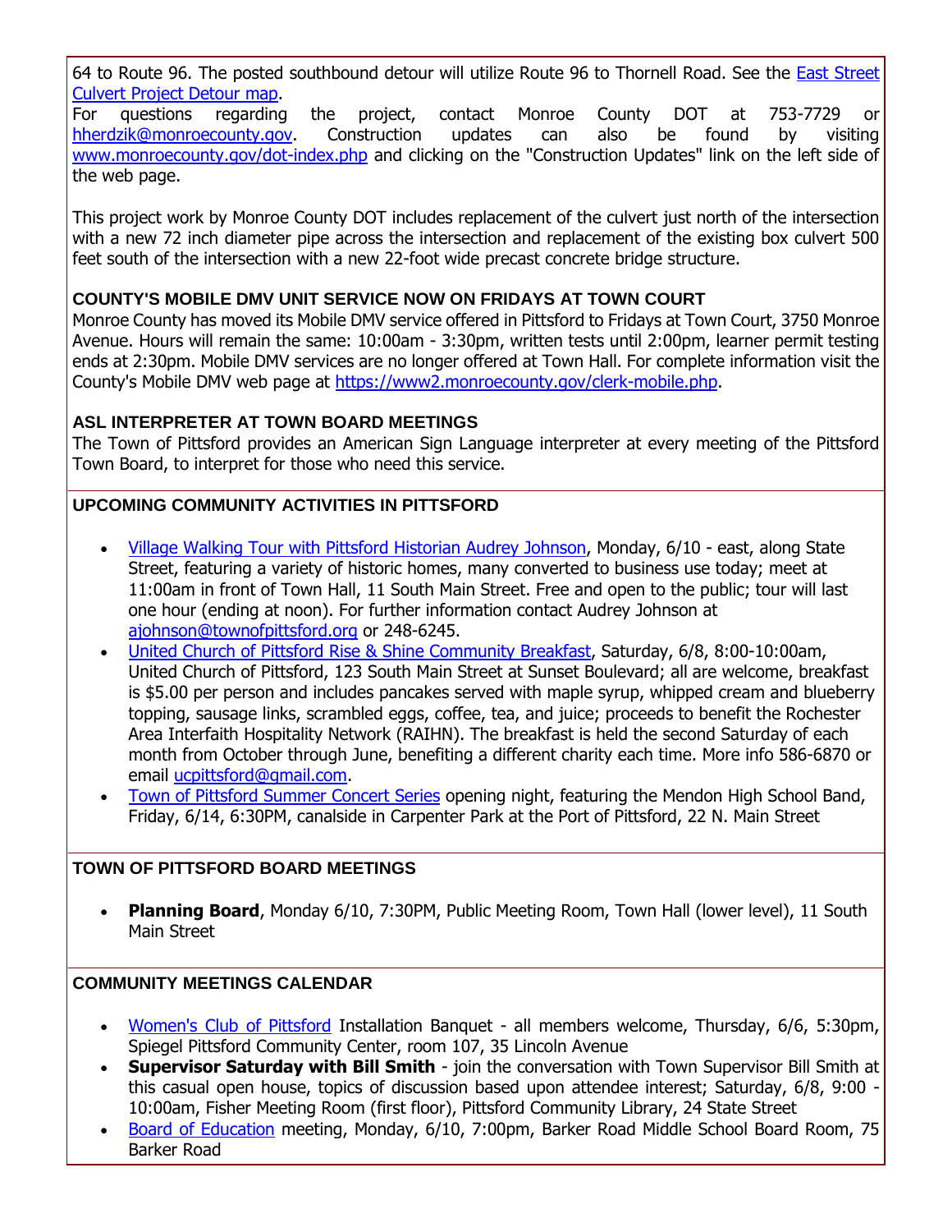64 to Route 96. The posted southbound detour will utilize Route 96 to Thornell Road. See the East Street Culvert Project Detour map.

For questions regarding the project, contact Monroe County DOT at 753-7729 or hherdzik@monroecounty.gov. Construction updates can also be found by visiting www.monroecounty.gov/dot-index.php and clicking on the "Construction Updates" link on the left side of the web page.

This project work by Monroe County DOT includes replacement of the culvert just north of the intersection with a new 72 inch diameter pipe across the intersection and replacement of the existing box culvert 500 feet south of the intersection with a new 22-foot wide precast concrete bridge structure.

### COUNTY'S MOBILE DMV UNIT SERVICE NOW ON FRIDAYS AT TOWN COURT

Monroe County has moved its Mobile DMV service offered in Pittsford to Fridays at Town Court, 3750 Monroe Avenue. Hours will remain the same: 10:00am - 3:30pm, written tests until 2:00pm, learner permit testing ends at 2:30pm. Mobile DMV services are no longer offered at Town Hall. For complete information visit the County's Mobile DMV web page at https://www2.monroecounty.gov/clerk-mobile.php.

### ASL INTERPRETER AT TOWN BOARD MEETINGS

The Town of Pittsford provides an American Sign Language interpreter at every meeting of the Pittsford Town Board, to interpret for those who need this service.

### UPCOMING COMMUNITY ACTIVITIES IN PITTSFORD

- Village Walking Tour with Pittsford Historian Audrey Johnson, Monday, 6/10 - east, along State Street, featuring a variety of historic homes, many converted to business use today; meet at 11:00am in front of Town Hall, 11 South Main Street. Free and open to the public; tour will last one hour (ending at noon). For further information contact Audrey Johnson at ajohnson@townofpittsford.org or 248-6245.
- United Church of Pittsford Rise & Shine Community Breakfast, Saturday, 6/8, 8:00-10:00am, United Church of Pittsford, 123 South Main Street at Sunset Boulevard; all are welcome, breakfast is $5.00 per person and includes pancakes served with maple syrup, whipped cream and blueberry topping, sausage links, scrambled eggs, coffee, tea, and juice; proceeds to benefit the Rochester Area Interfaith Hospitality Network (RAIHN). The breakfast is held the second Saturday of each month from October through June, benefiting a different charity each time. More info 586-6870 or email ucpittsford@gmail.com.
- Town of Pittsford Summer Concert Series opening night, featuring the Mendon High School Band, Friday, 6/14, 6:30PM, canalside in Carpenter Park at the Port of Pittsford, 22 N. Main Street

### TOWN OF PITTSFORD BOARD MEETINGS

- **Planning Board**, Monday 6/10, 7:30PM, Public Meeting Room, Town Hall (lower level), 11 South Main Street

### COMMUNITY MEETINGS CALENDAR

- Women's Club of Pittsford Installation Banquet - all members welcome, Thursday, 6/6, 5:30pm, Spiegel Pittsford Community Center, room 107, 35 Lincoln Avenue
- **Supervisor Saturday with Bill Smith** - join the conversation with Town Supervisor Bill Smith at this casual open house, topics of discussion based upon attendee interest; Saturday, 6/8, 9:00 - 10:00am, Fisher Meeting Room (first floor), Pittsford Community Library, 24 State Street
- Board of Education meeting, Monday, 6/10, 7:00pm, Barker Road Middle School Board Room, 75 Barker Road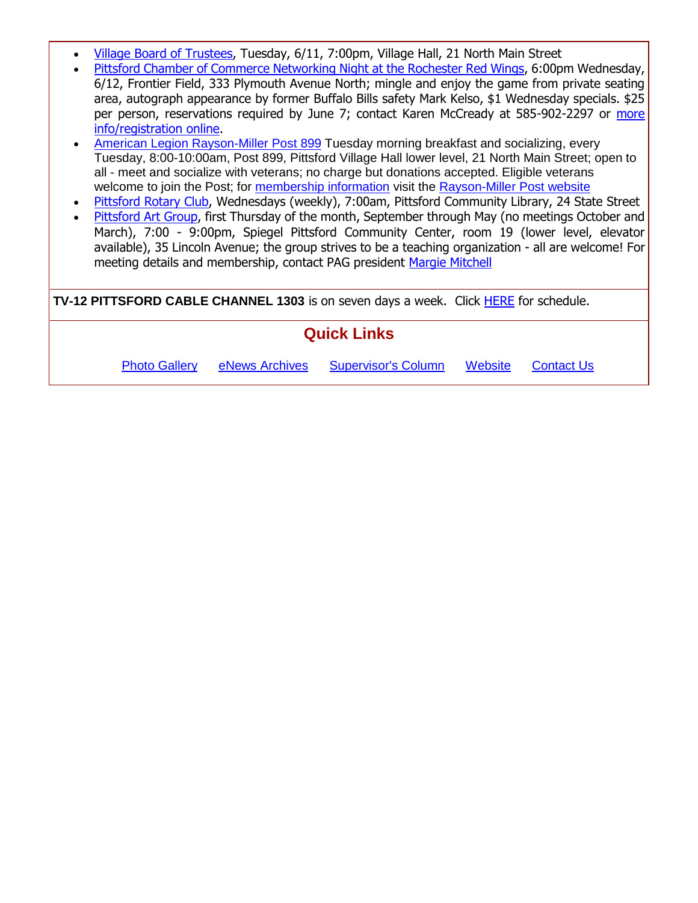- Village Board of Trustees, Tuesday, 6/11, 7:00pm, Village Hall, 21 North Main Street
- Pittsford Chamber of Commerce Networking Night at the Rochester Red Wings, 6:00pm Wednesday, 6/12, Frontier Field, 333 Plymouth Avenue North; mingle and enjoy the game from private seating area, autograph appearance by former Buffalo Bills safety Mark Kelso, $1 Wednesday specials. $25 per person, reservations required by June 7; contact Karen McCready at 585-902-2297 or more info/registration online.
- American Legion Rayson-Miller Post 899 Tuesday morning breakfast and socializing, every Tuesday, 8:00-10:00am, Post 899, Pittsford Village Hall lower level, 21 North Main Street; open to all - meet and socialize with veterans; no charge but donations accepted. Eligible veterans welcome to join the Post; for membership information visit the Rayson-Miller Post website
- Pittsford Rotary Club, Wednesdays (weekly), 7:00am, Pittsford Community Library, 24 State Street
- Pittsford Art Group, first Thursday of the month, September through May (no meetings October and March), 7:00 - 9:00pm, Spiegel Pittsford Community Center, room 19 (lower level, elevator available), 35 Lincoln Avenue; the group strives to be a teaching organization - all are welcome! For meeting details and membership, contact PAG president Margie Mitchell

**TV-12 PITTSFORD CABLE CHANNEL 1303** is on seven days a week. Click HERE for schedule.

## Quick Links

Photo Gallery eNews Archives Supervisor's Column Website Contact Us